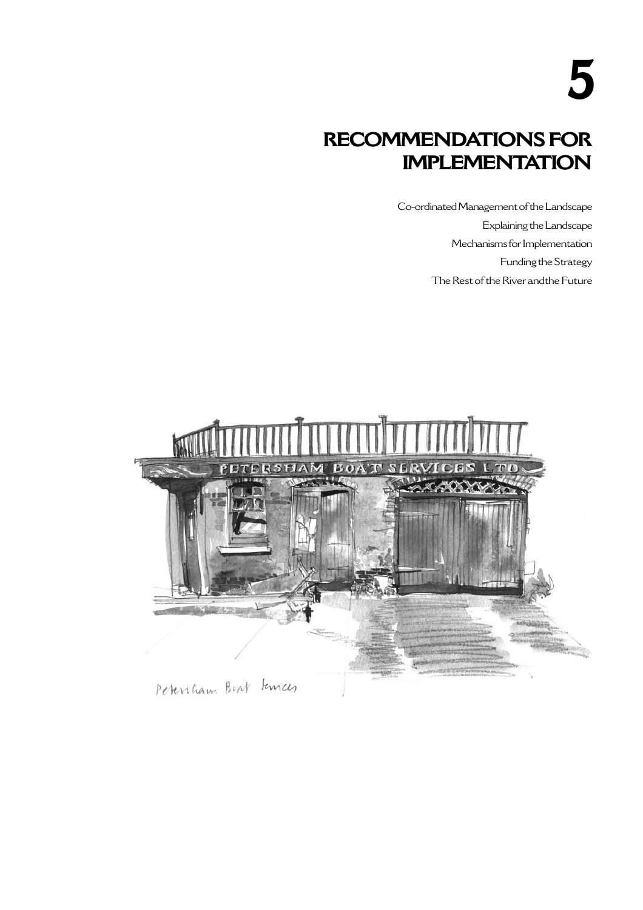# 5

# RECOMMENDATIONS FOR IMPLEMENTATION

Co-ordinated Management of the Landscape

Explaining the Landscape

Mechanisms for Implementation

Funding the Strategy

The Rest of the River and the Future

Petersham Boat Services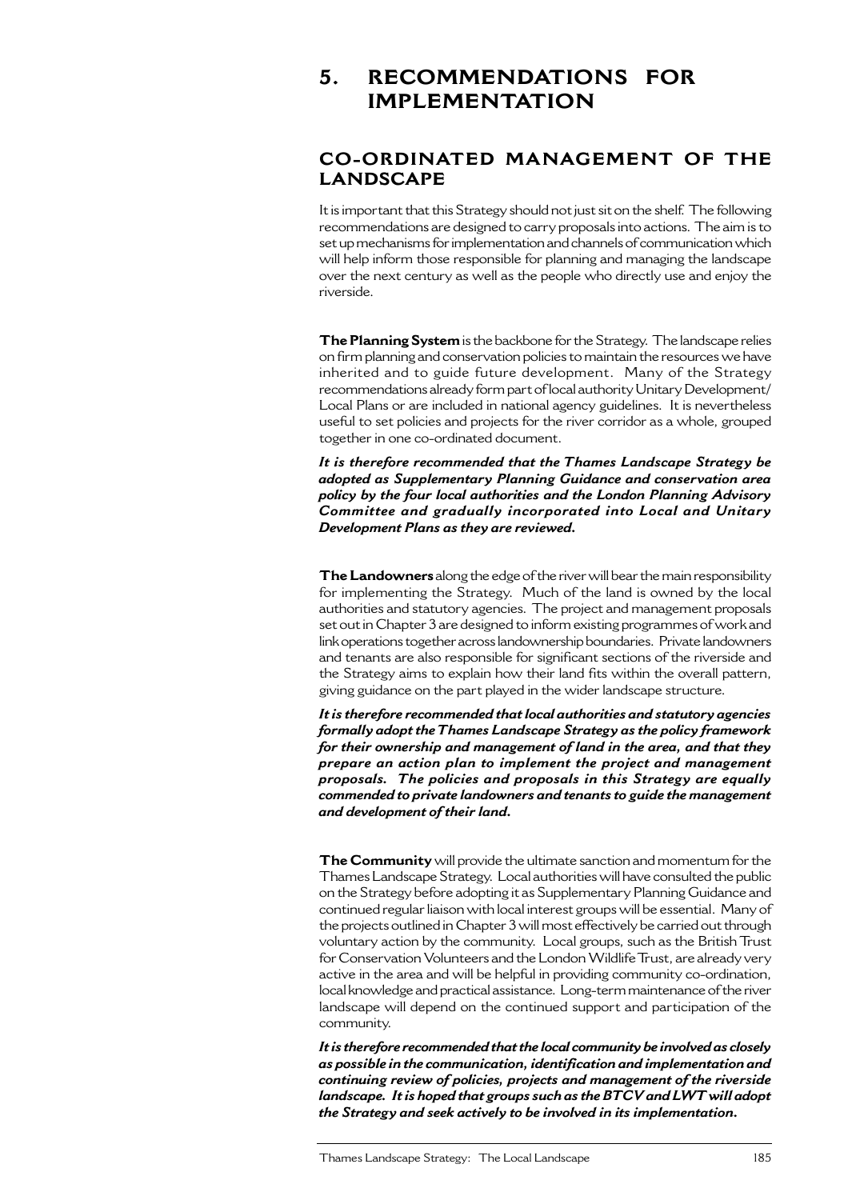# 5. RECOMMENDATIONS FOR IMPLEMENTATION

## CO-ORDINATED MANAGEMENT OF THE LANDSCAPE

It is important that this Strategy should not just sit on the shelf. The following recommendations are designed to carry proposals into actions. The aim is to set up mechanisms for implementation and channels of communication which will help inform those responsible for planning and managing the landscape over the next century as well as the people who directly use and enjoy the riverside.

**The Planning System** is the backbone for the Strategy. The landscape relies on firm planning and conservation policies to maintain the resources we have inherited and to guide future development. Many of the Strategy recommendations already form part of local authority Unitary Development/ Local Plans or are included in national agency guidelines. It is nevertheless useful to set policies and projects for the river corridor as a whole, grouped together in one co-ordinated document.

***It is therefore recommended that the Thames Landscape Strategy be adopted as Supplementary Planning Guidance and conservation area policy by the four local authorities and the London Planning Advisory Committee and gradually incorporated into Local and Unitary Development Plans as they are reviewed.***

**The Landowners** along the edge of the river will bear the main responsibility for implementing the Strategy. Much of the land is owned by the local authorities and statutory agencies. The project and management proposals set out in Chapter 3 are designed to inform existing programmes of work and link operations together across landownership boundaries. Private landowners and tenants are also responsible for significant sections of the riverside and the Strategy aims to explain how their land fits within the overall pattern, giving guidance on the part played in the wider landscape structure.

***It is therefore recommended that local authorities and statutory agencies formally adopt the Thames Landscape Strategy as the policy framework for their ownership and management of land in the area, and that they prepare an action plan to implement the project and management proposals. The policies and proposals in this Strategy are equally commended to private landowners and tenants to guide the management and development of their land.***

**The Community** will provide the ultimate sanction and momentum for the Thames Landscape Strategy. Local authorities will have consulted the public on the Strategy before adopting it as Supplementary Planning Guidance and continued regular liaison with local interest groups will be essential. Many of the projects outlined in Chapter 3 will most effectively be carried out through voluntary action by the community. Local groups, such as the British Trust for Conservation Volunteers and the London Wildlife Trust, are already very active in the area and will be helpful in providing community co-ordination, local knowledge and practical assistance. Long-term maintenance of the river landscape will depend on the continued support and participation of the community.

***It is therefore recommended that the local community be involved as closely as possible in the communication, identification and implementation and continuing review of policies, projects and management of the riverside landscape. It is hoped that groups such as the BTCV and LWT will adopt the Strategy and seek actively to be involved in its implementation.***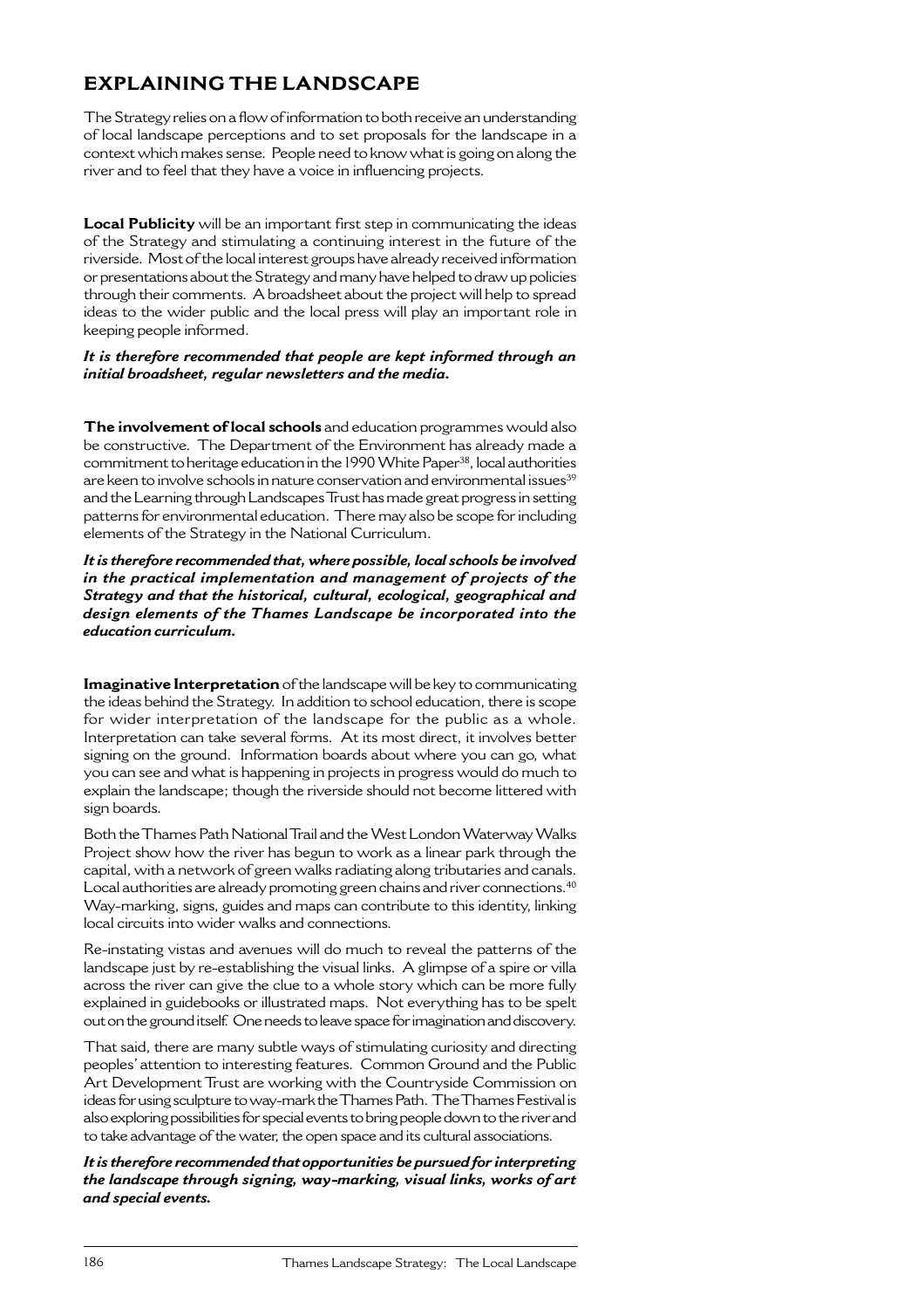# EXPLAINING THE LANDSCAPE

The Strategy relies on a flow of information to both receive an understanding of local landscape perceptions and to set proposals for the landscape in a context which makes sense. People need to know what is going on along the river and to feel that they have a voice in influencing projects.

**Local Publicity** will be an important first step in communicating the ideas of the Strategy and stimulating a continuing interest in the future of the riverside. Most of the local interest groups have already received information or presentations about the Strategy and many have helped to draw up policies through their comments. A broadsheet about the project will help to spread ideas to the wider public and the local press will play an important role in keeping people informed.

***It is therefore recommended that people are kept informed through an initial broadsheet, regular newsletters and the media.***

**The involvement of local schools** and education programmes would also be constructive. The Department of the Environment has already made a commitment to heritage education in the 1990 White Paper[38], local authorities are keen to involve schools in nature conservation and environmental issues[39] and the Learning through Landscapes Trust has made great progress in setting patterns for environmental education. There may also be scope for including elements of the Strategy in the National Curriculum.

***It is therefore recommended that, where possible, local schools be involved in the practical implementation and management of projects of the Strategy and that the historical, cultural, ecological, geographical and design elements of the Thames Landscape be incorporated into the education curriculum.***

**Imaginative Interpretation** of the landscape will be key to communicating the ideas behind the Strategy. In addition to school education, there is scope for wider interpretation of the landscape for the public as a whole. Interpretation can take several forms. At its most direct, it involves better signing on the ground. Information boards about where you can go, what you can see and what is happening in projects in progress would do much to explain the landscape; though the riverside should not become littered with sign boards.

Both the Thames Path National Trail and the West London Waterway Walks Project show how the river has begun to work as a linear park through the capital, with a network of green walks radiating along tributaries and canals. Local authorities are already promoting green chains and river connections.[40] Way-marking, signs, guides and maps can contribute to this identity, linking local circuits into wider walks and connections.

Re-instating vistas and avenues will do much to reveal the patterns of the landscape just by re-establishing the visual links. A glimpse of a spire or villa across the river can give the clue to a whole story which can be more fully explained in guidebooks or illustrated maps. Not everything has to be spelt out on the ground itself. One needs to leave space for imagination and discovery.

That said, there are many subtle ways of stimulating curiosity and directing peoples' attention to interesting features. Common Ground and the Public Art Development Trust are working with the Countryside Commission on ideas for using sculpture to way-mark the Thames Path. The Thames Festival is also exploring possibilities for special events to bring people down to the river and to take advantage of the water, the open space and its cultural associations.

***It is therefore recommended that opportunities be pursued for interpreting the landscape through signing, way-marking, visual links, works of art and special events.***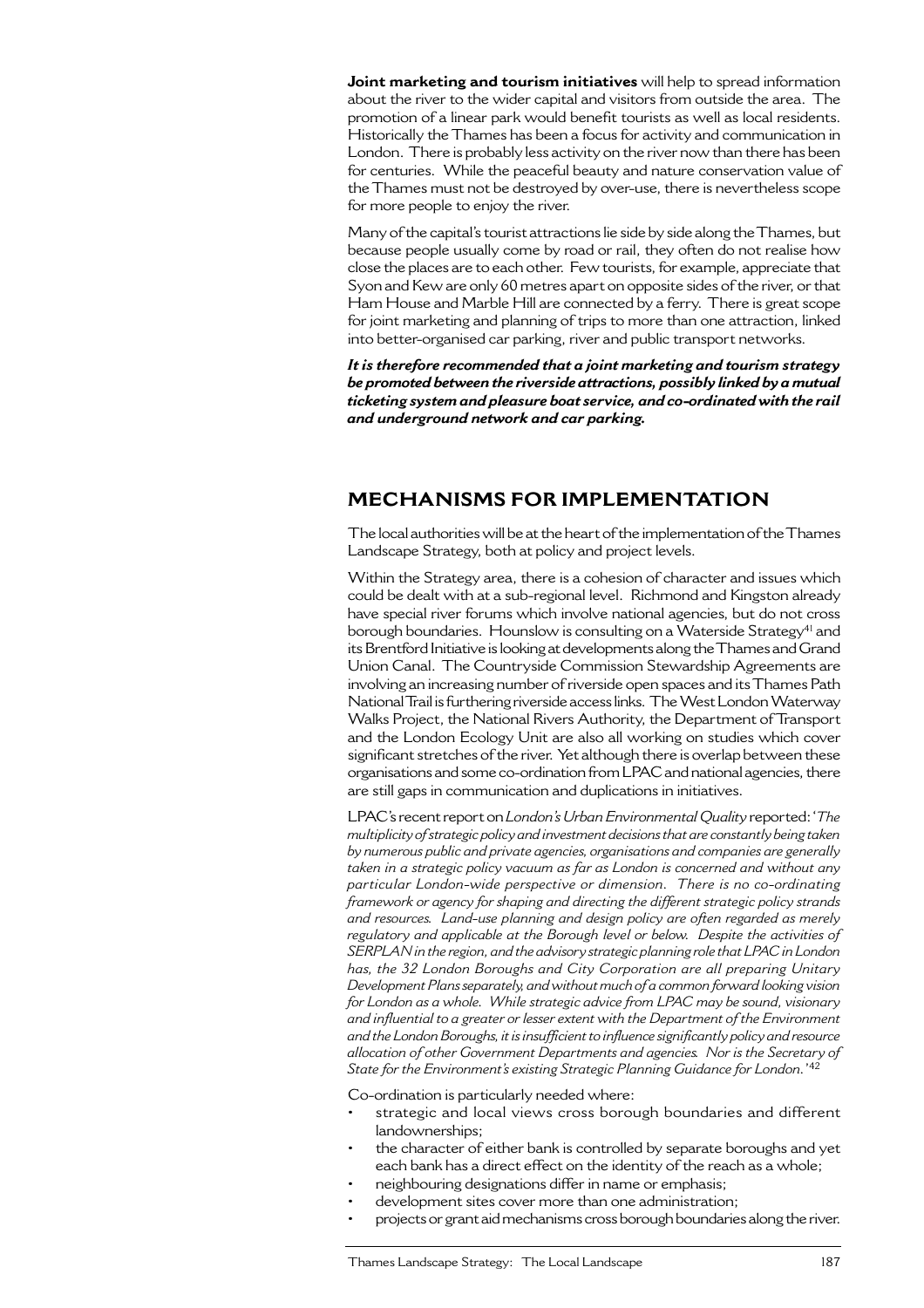**Joint marketing and tourism initiatives** will help to spread information about the river to the wider capital and visitors from outside the area. The promotion of a linear park would benefit tourists as well as local residents. Historically the Thames has been a focus for activity and communication in London. There is probably less activity on the river now than there has been for centuries. While the peaceful beauty and nature conservation value of the Thames must not be destroyed by over-use, there is nevertheless scope for more people to enjoy the river.

Many of the capital's tourist attractions lie side by side along the Thames, but because people usually come by road or rail, they often do not realise how close the places are to each other. Few tourists, for example, appreciate that Syon and Kew are only 60 metres apart on opposite sides of the river, or that Ham House and Marble Hill are connected by a ferry. There is great scope for joint marketing and planning of trips to more than one attraction, linked into better-organised car parking, river and public transport networks.

***It is therefore recommended that a joint marketing and tourism strategy be promoted between the riverside attractions, possibly linked by a mutual ticketing system and pleasure boat service, and co-ordinated with the rail and underground network and car parking.***

## MECHANISMS FOR IMPLEMENTATION

The local authorities will be at the heart of the implementation of the Thames Landscape Strategy, both at policy and project levels.

Within the Strategy area, there is a cohesion of character and issues which could be dealt with at a sub-regional level. Richmond and Kingston already have special river forums which involve national agencies, but do not cross borough boundaries. Hounslow is consulting on a Waterside Strategy[41] and its Brentford Initiative is looking at developments along the Thames and Grand Union Canal. The Countryside Commission Stewardship Agreements are involving an increasing number of riverside open spaces and its Thames Path National Trail is furthering riverside access links. The West London Waterway Walks Project, the National Rivers Authority, the Department of Transport and the London Ecology Unit are also all working on studies which cover significant stretches of the river. Yet although there is overlap between these organisations and some co-ordination from LPAC and national agencies, there are still gaps in communication and duplications in initiatives.

LPAC's recent report on *London's Urban Environmental Quality* reported: '*The multiplicity of strategic policy and investment decisions that are constantly being taken by numerous public and private agencies, organisations and companies are generally taken in a strategic policy vacuum as far as London is concerned and without any particular London-wide perspective or dimension. There is no co-ordinating framework or agency for shaping and directing the different strategic policy strands and resources. Land-use planning and design policy are often regarded as merely regulatory and applicable at the Borough level or below. Despite the activities of SERPLAN in the region, and the advisory strategic planning role that LPAC in London has, the 32 London Boroughs and City Corporation are all preparing Unitary Development Plans separately, and without much of a common forward looking vision for London as a whole. While strategic advice from LPAC may be sound, visionary and influential to a greater or lesser extent with the Department of the Environment and the London Boroughs, it is insufficient to influence significantly policy and resource allocation of other Government Departments and agencies. Nor is the Secretary of State for the Environment's existing Strategic Planning Guidance for London.*'[42]

Co-ordination is particularly needed where:

- strategic and local views cross borough boundaries and different landownerships;
- the character of either bank is controlled by separate boroughs and yet each bank has a direct effect on the identity of the reach as a whole;
- neighbouring designations differ in name or emphasis;
- development sites cover more than one administration;
- projects or grant aid mechanisms cross borough boundaries along the river.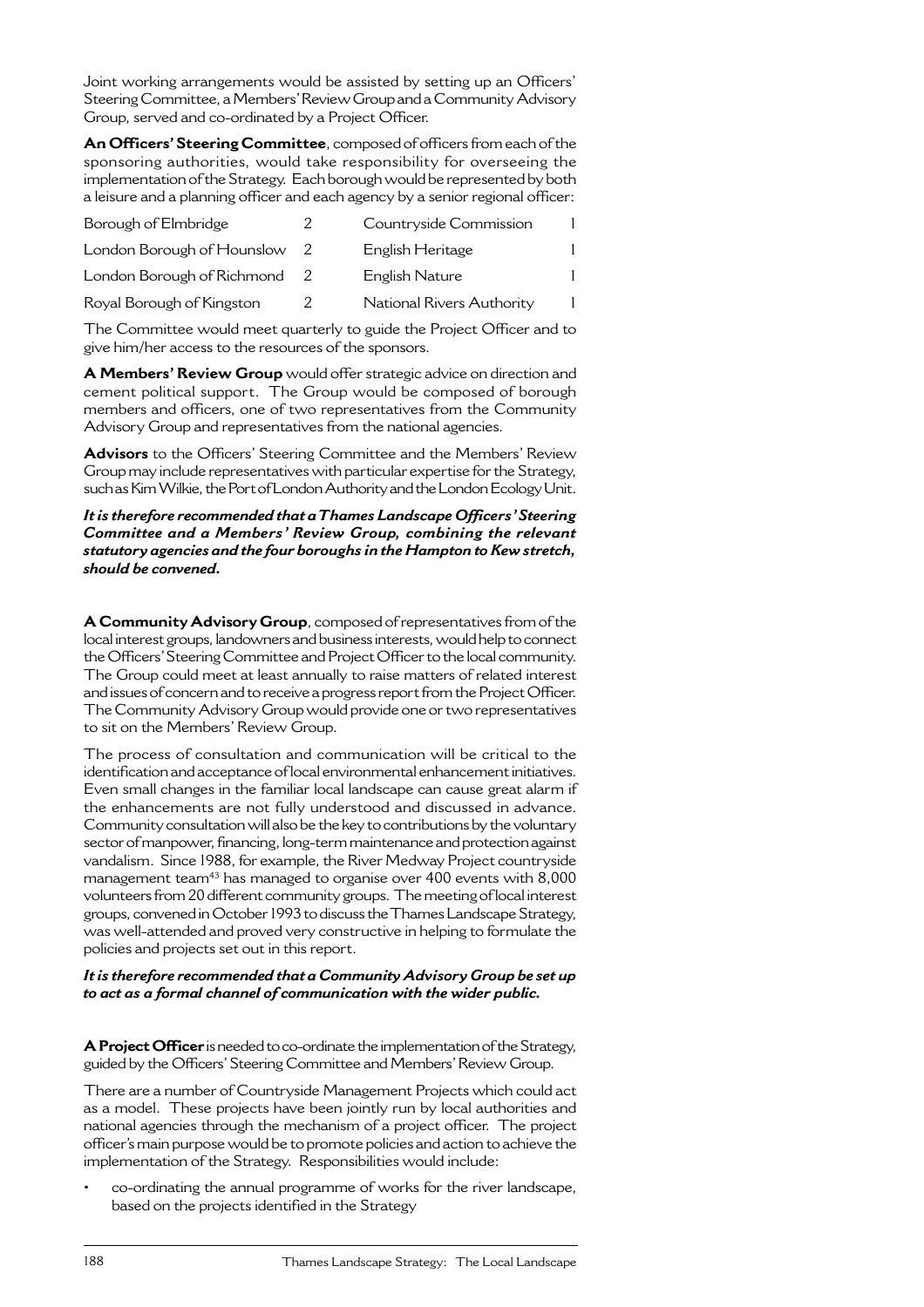Joint working arrangements would be assisted by setting up an Officers' Steering Committee, a Members' Review Group and a Community Advisory Group, served and co-ordinated by a Project Officer.

**An Officers' Steering Committee**, composed of officers from each of the sponsoring authorities, would take responsibility for overseeing the implementation of the Strategy. Each borough would be represented by both a leisure and a planning officer and each agency by a senior regional officer:

| | | | |
|---|---|---|---|
| Borough of Elmbridge | 2 | Countryside Commission | 1 |
| London Borough of Hounslow | 2 | English Heritage | 1 |
| London Borough of Richmond | 2 | English Nature | 1 |
| Royal Borough of Kingston | 2 | National Rivers Authority | 1 |

The Committee would meet quarterly to guide the Project Officer and to give him/her access to the resources of the sponsors.

**A Members' Review Group** would offer strategic advice on direction and cement political support. The Group would be composed of borough members and officers, one of two representatives from the Community Advisory Group and representatives from the national agencies.

**Advisors** to the Officers' Steering Committee and the Members' Review Group may include representatives with particular expertise for the Strategy, such as Kim Wilkie, the Port of London Authority and the London Ecology Unit.

***It is therefore recommended that a Thames Landscape Officers' Steering Committee and a Members' Review Group, combining the relevant statutory agencies and the four boroughs in the Hampton to Kew stretch, should be convened.***

**A Community Advisory Group**, composed of representatives from of the local interest groups, landowners and business interests, would help to connect the Officers' Steering Committee and Project Officer to the local community. The Group could meet at least annually to raise matters of related interest and issues of concern and to receive a progress report from the Project Officer. The Community Advisory Group would provide one or two representatives to sit on the Members' Review Group.

The process of consultation and communication will be critical to the identification and acceptance of local environmental enhancement initiatives. Even small changes in the familiar local landscape can cause great alarm if the enhancements are not fully understood and discussed in advance. Community consultation will also be the key to contributions by the voluntary sector of manpower, financing, long-term maintenance and protection against vandalism. Since 1988, for example, the River Medway Project countryside management team[43] has managed to organise over 400 events with 8,000 volunteers from 20 different community groups. The meeting of local interest groups, convened in October 1993 to discuss the Thames Landscape Strategy, was well-attended and proved very constructive in helping to formulate the policies and projects set out in this report.

***It is therefore recommended that a Community Advisory Group be set up to act as a formal channel of communication with the wider public.***

**A Project Officer** is needed to co-ordinate the implementation of the Strategy, guided by the Officers' Steering Committee and Members' Review Group.

There are a number of Countryside Management Projects which could act as a model. These projects have been jointly run by local authorities and national agencies through the mechanism of a project officer. The project officer's main purpose would be to promote policies and action to achieve the implementation of the Strategy. Responsibilities would include:

- co-ordinating the annual programme of works for the river landscape, based on the projects identified in the Strategy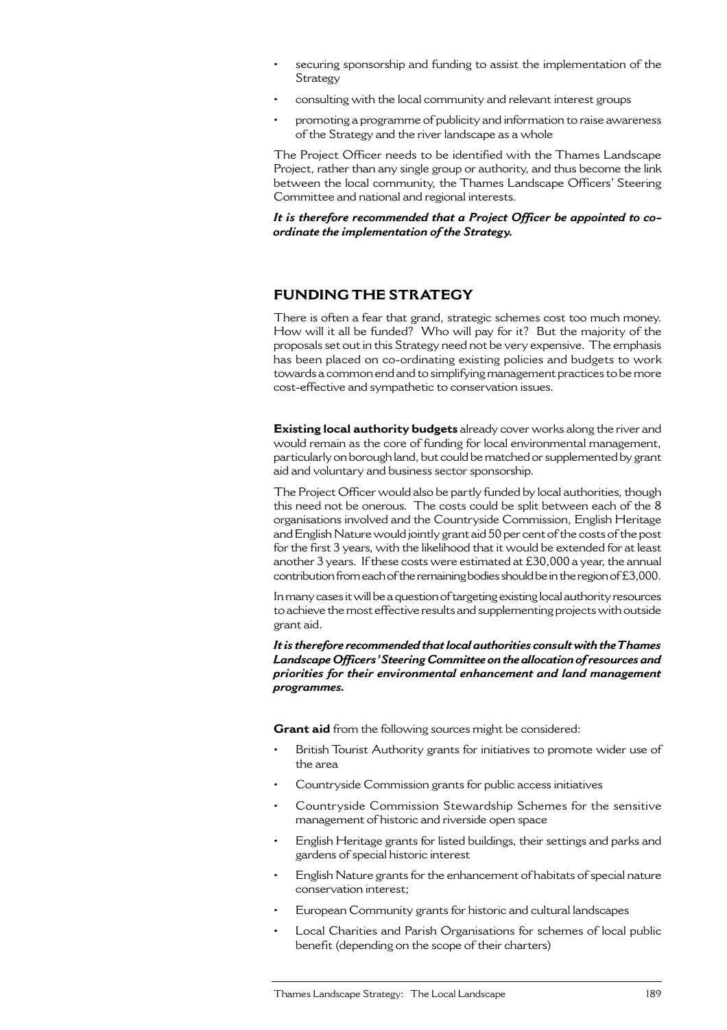- securing sponsorship and funding to assist the implementation of the Strategy
- consulting with the local community and relevant interest groups
- promoting a programme of publicity and information to raise awareness of the Strategy and the river landscape as a whole

The Project Officer needs to be identified with the Thames Landscape Project, rather than any single group or authority, and thus become the link between the local community, the Thames Landscape Officers' Steering Committee and national and regional interests.

***It is therefore recommended that a Project Officer be appointed to co-ordinate the implementation of the Strategy.***

## FUNDING THE STRATEGY

There is often a fear that grand, strategic schemes cost too much money. How will it all be funded? Who will pay for it? But the majority of the proposals set out in this Strategy need not be very expensive. The emphasis has been placed on co-ordinating existing policies and budgets to work towards a common end and to simplifying management practices to be more cost-effective and sympathetic to conservation issues.

**Existing local authority budgets** already cover works along the river and would remain as the core of funding for local environmental management, particularly on borough land, but could be matched or supplemented by grant aid and voluntary and business sector sponsorship.

The Project Officer would also be partly funded by local authorities, though this need not be onerous. The costs could be split between each of the 8 organisations involved and the Countryside Commission, English Heritage and English Nature would jointly grant aid 50 per cent of the costs of the post for the first 3 years, with the likelihood that it would be extended for at least another 3 years. If these costs were estimated at £30,000 a year, the annual contribution from each of the remaining bodies should be in the region of £3,000.

In many cases it will be a question of targeting existing local authority resources to achieve the most effective results and supplementing projects with outside grant aid.

***It is therefore recommended that local authorities consult with the Thames Landscape Officers' Steering Committee on the allocation of resources and priorities for their environmental enhancement and land management programmes.***

**Grant aid** from the following sources might be considered:

- British Tourist Authority grants for initiatives to promote wider use of the area
- Countryside Commission grants for public access initiatives
- Countryside Commission Stewardship Schemes for the sensitive management of historic and riverside open space
- English Heritage grants for listed buildings, their settings and parks and gardens of special historic interest
- English Nature grants for the enhancement of habitats of special nature conservation interest;
- European Community grants for historic and cultural landscapes
- Local Charities and Parish Organisations for schemes of local public benefit (depending on the scope of their charters)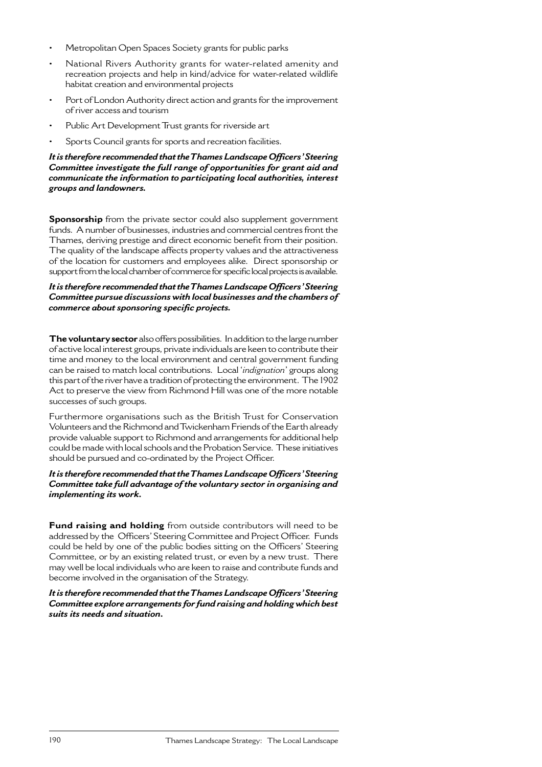- Metropolitan Open Spaces Society grants for public parks
- National Rivers Authority grants for water-related amenity and recreation projects and help in kind/advice for water-related wildlife habitat creation and environmental projects
- Port of London Authority direct action and grants for the improvement of river access and tourism
- Public Art Development Trust grants for riverside art
- Sports Council grants for sports and recreation facilities.

***It is therefore recommended that the Thames Landscape Officers' Steering Committee investigate the full range of opportunities for grant aid and communicate the information to participating local authorities, interest groups and landowners.***

**Sponsorship** from the private sector could also supplement government funds. A number of businesses, industries and commercial centres front the Thames, deriving prestige and direct economic benefit from their position. The quality of the landscape affects property values and the attractiveness of the location for customers and employees alike. Direct sponsorship or support from the local chamber of commerce for specific local projects is available.

***It is therefore recommended that the Thames Landscape Officers' Steering Committee pursue discussions with local businesses and the chambers of commerce about sponsoring specific projects.***

**The voluntary sector** also offers possibilities. In addition to the large number of active local interest groups, private individuals are keen to contribute their time and money to the local environment and central government funding can be raised to match local contributions. Local '*indignation*' groups along this part of the river have a tradition of protecting the environment. The 1902 Act to preserve the view from Richmond Hill was one of the more notable successes of such groups.

Furthermore organisations such as the British Trust for Conservation Volunteers and the Richmond and Twickenham Friends of the Earth already provide valuable support to Richmond and arrangements for additional help could be made with local schools and the Probation Service. These initiatives should be pursued and co-ordinated by the Project Officer.

***It is therefore recommended that the Thames Landscape Officers' Steering Committee take full advantage of the voluntary sector in organising and implementing its work.***

**Fund raising and holding** from outside contributors will need to be addressed by the Officers' Steering Committee and Project Officer. Funds could be held by one of the public bodies sitting on the Officers' Steering Committee, or by an existing related trust, or even by a new trust. There may well be local individuals who are keen to raise and contribute funds and become involved in the organisation of the Strategy.

***It is therefore recommended that the Thames Landscape Officers' Steering Committee explore arrangements for fund raising and holding which best suits its needs and situation.***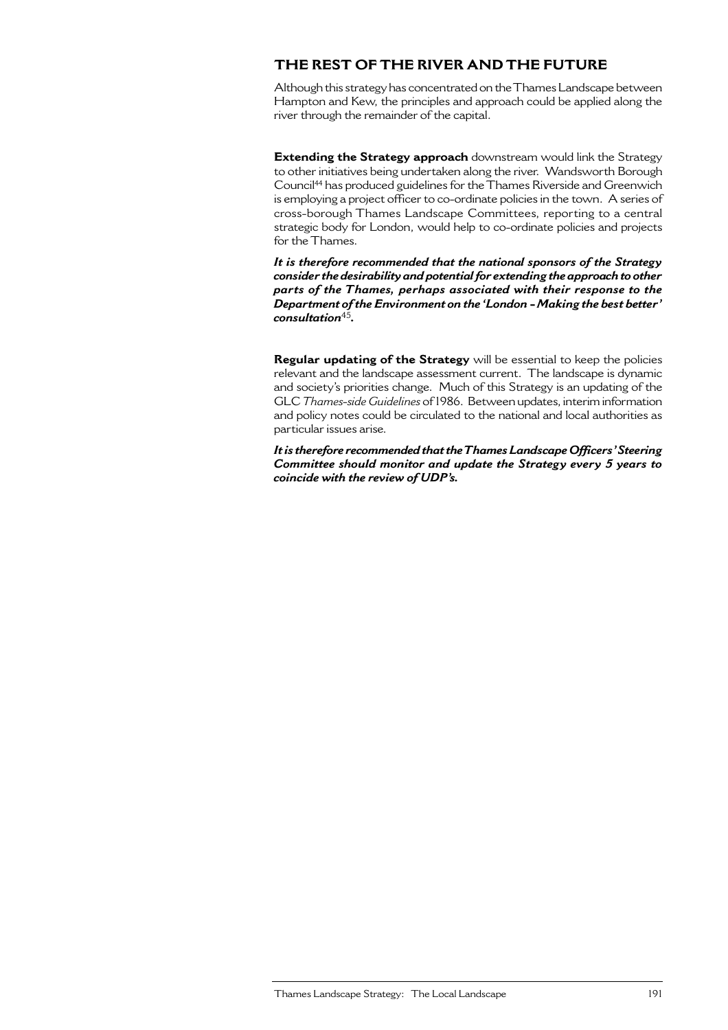## THE REST OF THE RIVER AND THE FUTURE

Although this strategy has concentrated on the Thames Landscape between Hampton and Kew, the principles and approach could be applied along the river through the remainder of the capital.

**Extending the Strategy approach** downstream would link the Strategy to other initiatives being undertaken along the river. Wandsworth Borough Council[44] has produced guidelines for the Thames Riverside and Greenwich is employing a project officer to co-ordinate policies in the town. A series of cross-borough Thames Landscape Committees, reporting to a central strategic body for London, would help to co-ordinate policies and projects for the Thames.

***It is therefore recommended that the national sponsors of the Strategy consider the desirability and potential for extending the approach to other parts of the Thames, perhaps associated with their response to the Department of the Environment on the 'London – Making the best better' consultation[45].***

**Regular updating of the Strategy** will be essential to keep the policies relevant and the landscape assessment current. The landscape is dynamic and society's priorities change. Much of this Strategy is an updating of the GLC *Thames-side Guidelines* of 1986. Between updates, interim information and policy notes could be circulated to the national and local authorities as particular issues arise.

***It is therefore recommended that the Thames Landscape Officers' Steering Committee should monitor and update the Strategy every 5 years to coincide with the review of UDP's.***